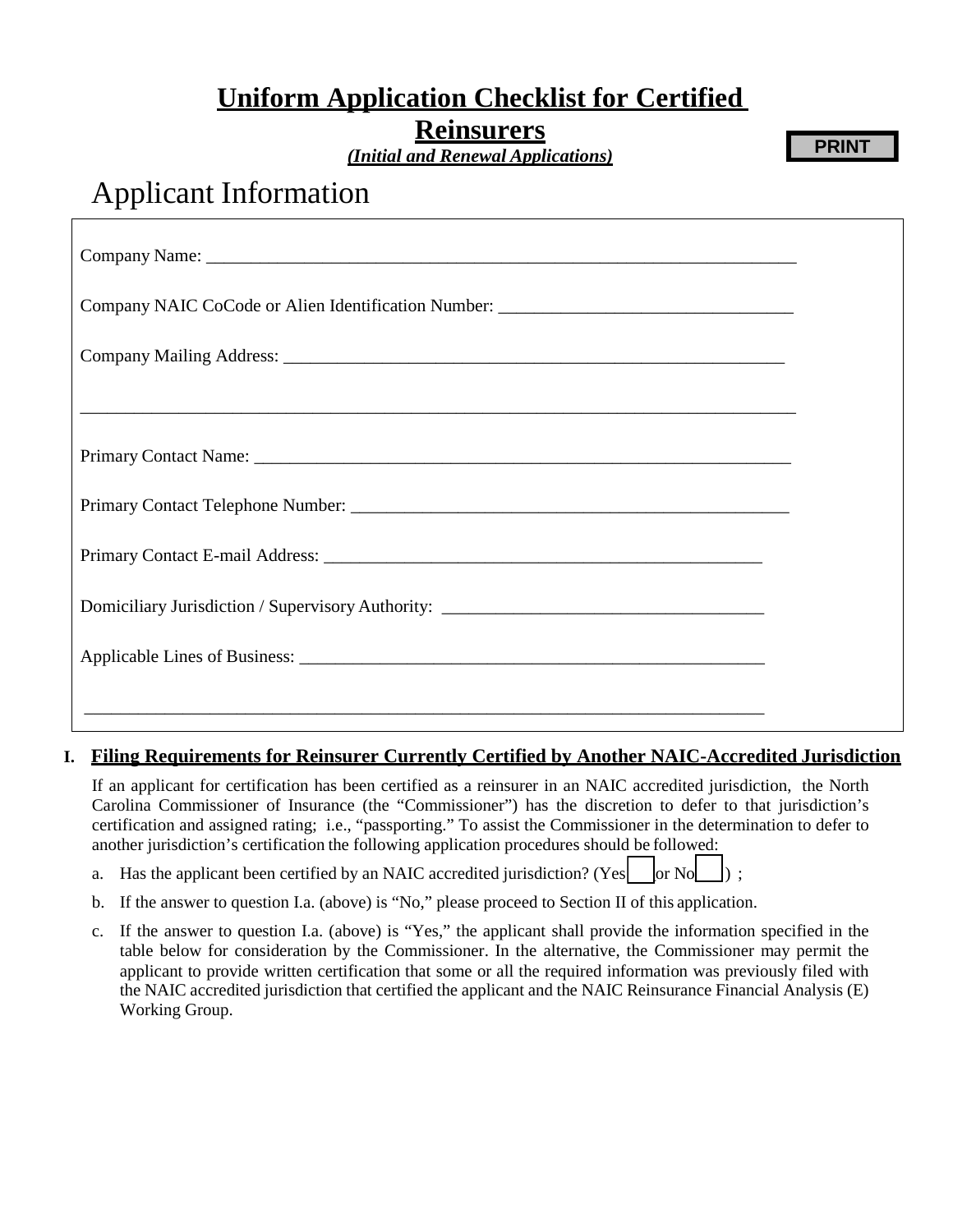# Uniform Application Checklist for Certified Reinsurers

***(Initial and Renewal Applications)***

PRINT

## Applicant Information

Company Name: ____________________________________________________________________

Company NAIC CoCode or Alien Identification Number: _________________________________

Company Mailing Address: __________________________________________________________

____________________________________________________________________________________

Primary Contact Name: _____________________________________________________________

Primary Contact Telephone Number: __________________________________________________

Primary Contact E-mail Address: ____________________________________________________

Domiciliary Jurisdiction / Supervisory Authority: ____________________________________

Applicable Lines of Business: ______________________________________________________

____________________________________________________________________________________

**I. Filing Requirements for Reinsurer Currently Certified by Another NAIC-Accredited Jurisdiction**

If an applicant for certification has been certified as a reinsurer in an NAIC accredited jurisdiction, the North Carolina Commissioner of Insurance (the "Commissioner") has the discretion to defer to that jurisdiction's certification and assigned rating; i.e., "passporting." To assist the Commissioner in the determination to defer to another jurisdiction's certification the following application procedures should be followed:

a. Has the applicant been certified by an NAIC accredited jurisdiction? (Yes ☐ or No ☐ ) ;

b. If the answer to question I.a. (above) is "No," please proceed to Section II of this application.

c. If the answer to question I.a. (above) is "Yes," the applicant shall provide the information specified in the table below for consideration by the Commissioner. In the alternative, the Commissioner may permit the applicant to provide written certification that some or all the required information was previously filed with the NAIC accredited jurisdiction that certified the applicant and the NAIC Reinsurance Financial Analysis (E) Working Group.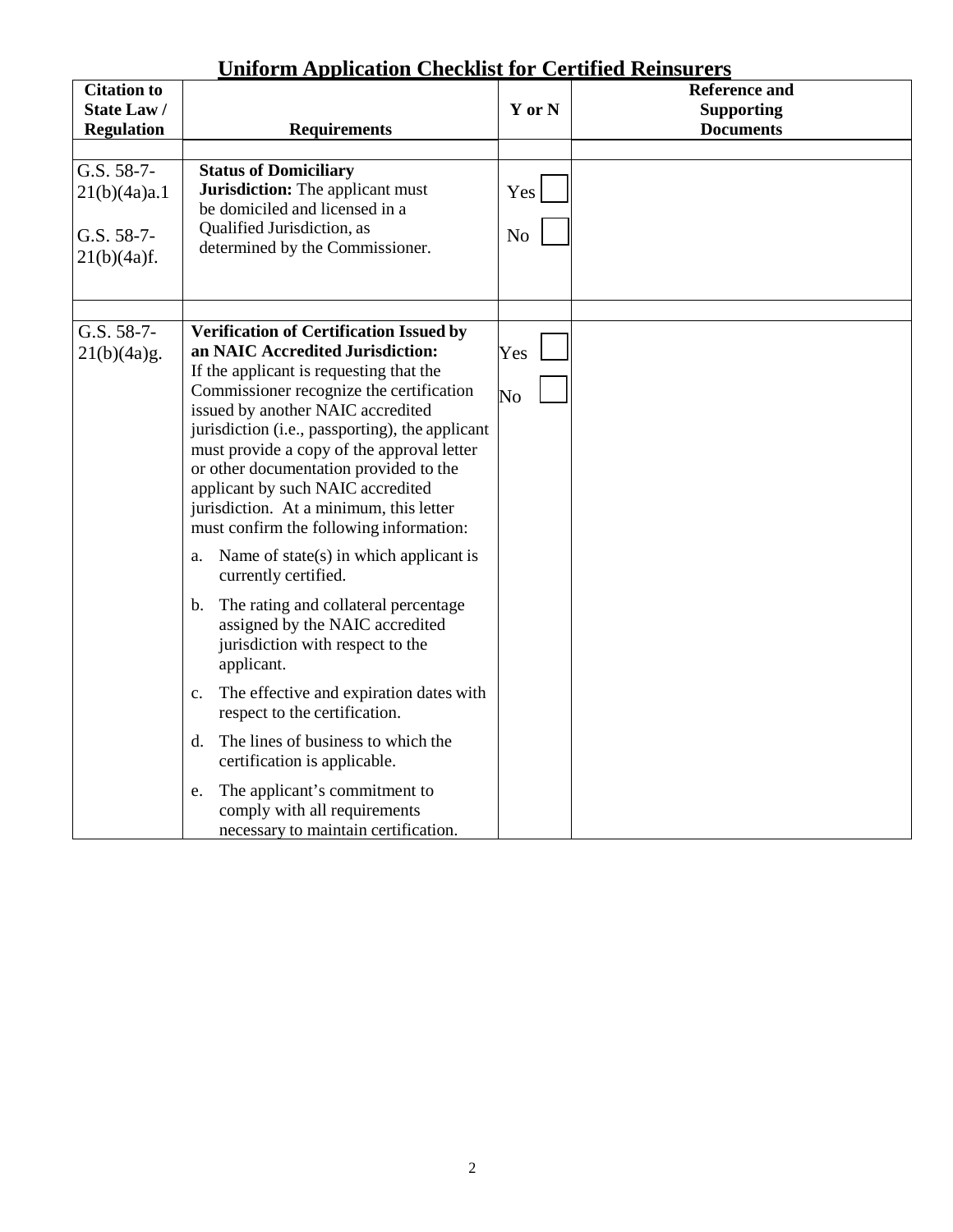# Uniform Application Checklist for Certified Reinsurers

| Citation to State Law / Regulation | Requirements | Y or N | Reference and Supporting Documents |
|---|---|---|---|
| | | | |
| G.S. 58-7-21(b)(4a)a.1<br><br>G.S. 58-7-21(b)(4a)f. | **Status of Domiciliary Jurisdiction:** The applicant must be domiciled and licensed in a Qualified Jurisdiction, as determined by the Commissioner. | Yes ☐<br>No ☐ | |
| | | | |
| G.S. 58-7-21(b)(4a)g. | **Verification of Certification Issued by an NAIC Accredited Jurisdiction:** If the applicant is requesting that the Commissioner recognize the certification issued by another NAIC accredited jurisdiction (i.e., passporting), the applicant must provide a copy of the approval letter or other documentation provided to the applicant by such NAIC accredited jurisdiction. At a minimum, this letter must confirm the following information:<br><br>a. Name of state(s) in which applicant is currently certified.<br><br>b. The rating and collateral percentage assigned by the NAIC accredited jurisdiction with respect to the applicant.<br><br>c. The effective and expiration dates with respect to the certification.<br><br>d. The lines of business to which the certification is applicable.<br><br>e. The applicant's commitment to comply with all requirements necessary to maintain certification. | Yes ☐<br>No ☐ | |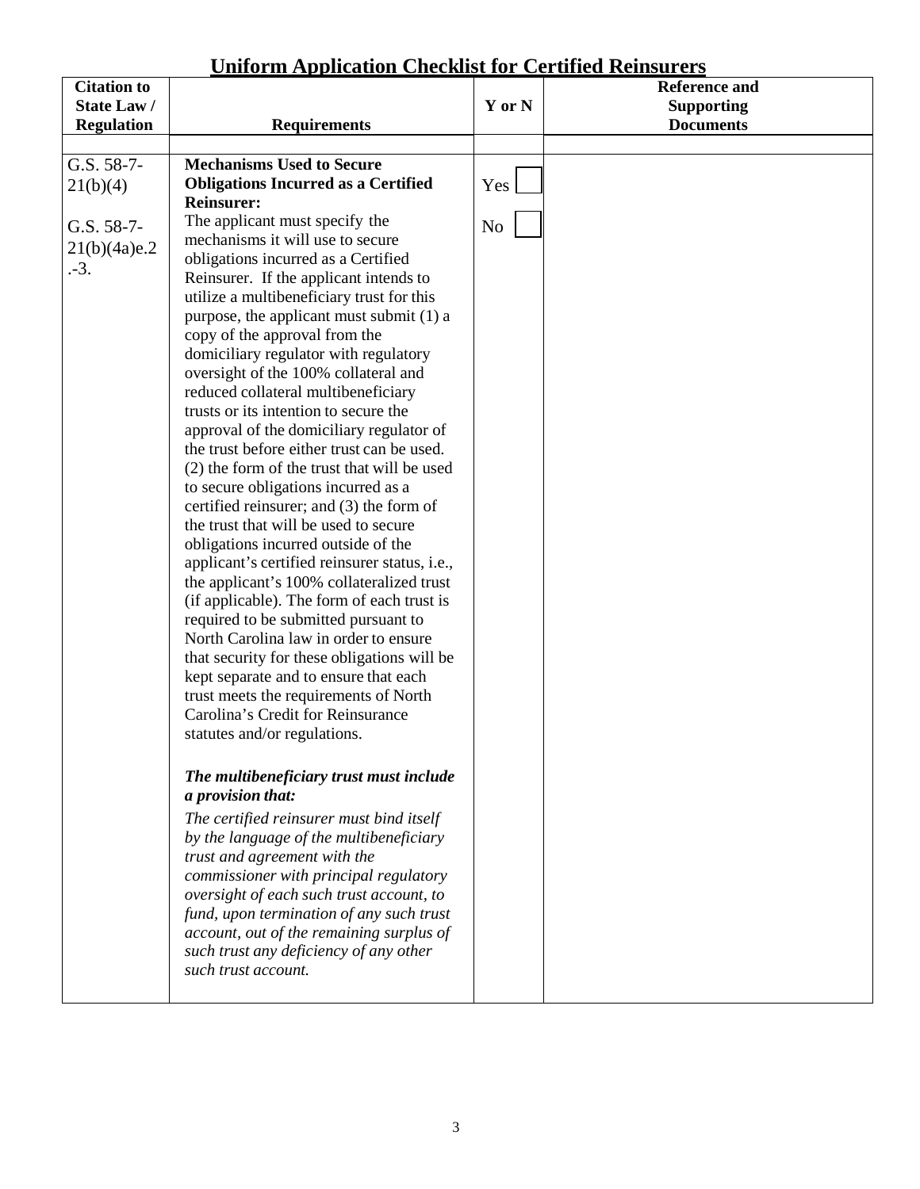## Uniform Application Checklist for Certified Reinsurers

| Citation to State Law / Regulation | Requirements | Y or N | Reference and Supporting Documents |
|---|---|---|---|
| G.S. 58-7-21(b)(4)<br><br>G.S. 58-7-21(b)(4a)e.2.-3. | **Mechanisms Used to Secure Obligations Incurred as a Certified Reinsurer:**<br>The applicant must specify the mechanisms it will use to secure obligations incurred as a Certified Reinsurer. If the applicant intends to utilize a multibeneficiary trust for this purpose, the applicant must submit (1) a copy of the approval from the domiciliary regulator with regulatory oversight of the 100% collateral and reduced collateral multibeneficiary trusts or its intention to secure the approval of the domiciliary regulator of the trust before either trust can be used. (2) the form of the trust that will be used to secure obligations incurred as a certified reinsurer; and (3) the form of the trust that will be used to secure obligations incurred outside of the applicant's certified reinsurer status, i.e., the applicant's 100% collateralized trust (if applicable). The form of each trust is required to be submitted pursuant to North Carolina law in order to ensure that security for these obligations will be kept separate and to ensure that each trust meets the requirements of North Carolina's Credit for Reinsurance statutes and/or regulations.<br><br>***The multibeneficiary trust must include a provision that:***<br>*The certified reinsurer must bind itself by the language of the multibeneficiary trust and agreement with the commissioner with principal regulatory oversight of each such trust account, to fund, upon termination of any such trust account, out of the remaining surplus of such trust any deficiency of any other such trust account.* | Yes ☐<br>No ☐ | |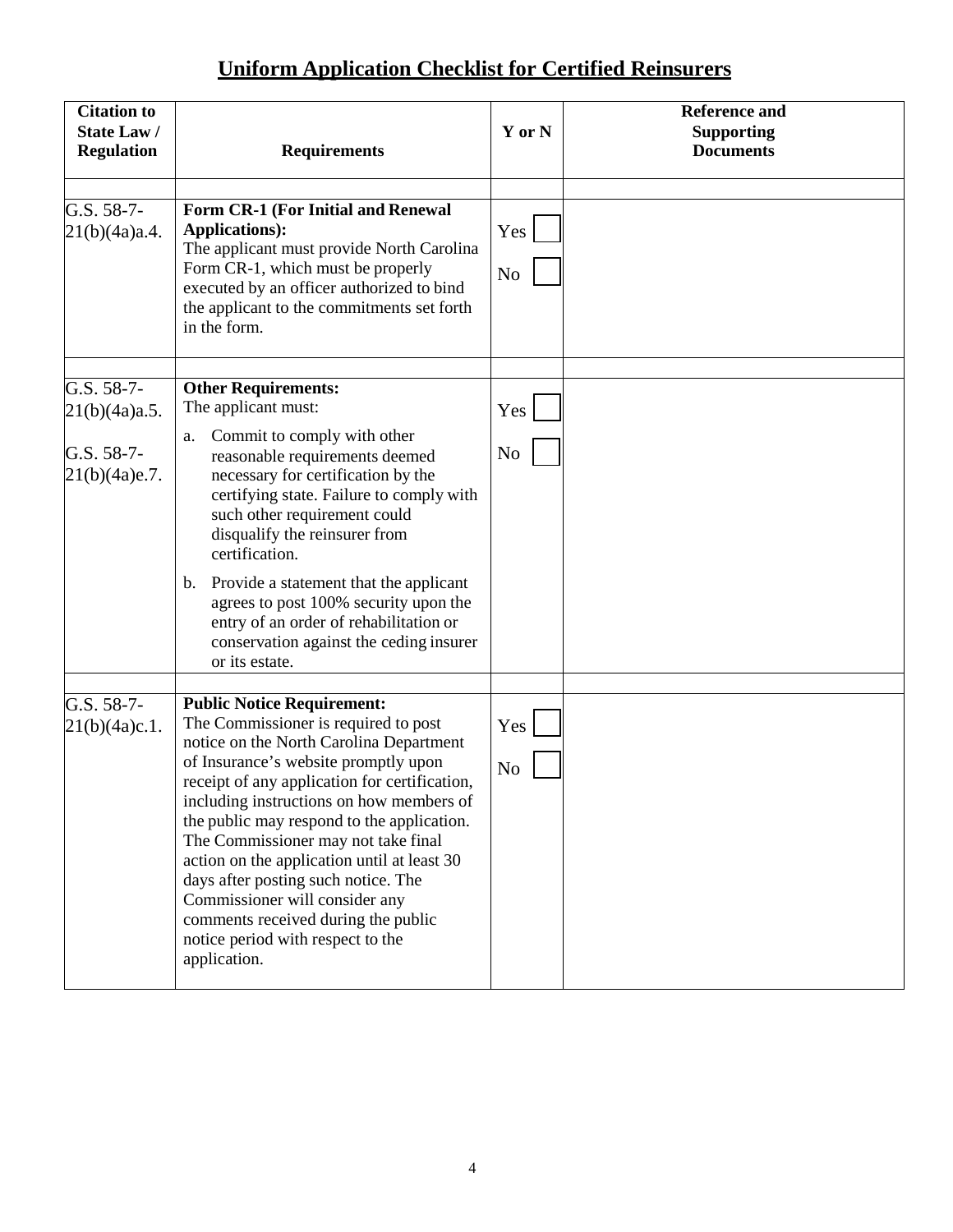# Uniform Application Checklist for Certified Reinsurers

| Citation to State Law / Regulation | Requirements | Y or N | Reference and Supporting Documents |
|---|---|---|---|
| | | | |
| G.S. 58-7-21(b)(4a)a.4. | **Form CR-1 (For Initial and Renewal Applications):** The applicant must provide North Carolina Form CR-1, which must be properly executed by an officer authorized to bind the applicant to the commitments set forth in the form. | Yes ☐ No ☐ | |
| | | | |
| G.S. 58-7-21(b)(4a)a.5. G.S. 58-7-21(b)(4a)e.7. | **Other Requirements:** The applicant must: a. Commit to comply with other reasonable requirements deemed necessary for certification by the certifying state. Failure to comply with such other requirement could disqualify the reinsurer from certification. b. Provide a statement that the applicant agrees to post 100% security upon the entry of an order of rehabilitation or conservation against the ceding insurer or its estate. | Yes ☐ No ☐ | |
| | | | |
| G.S. 58-7-21(b)(4a)c.1. | **Public Notice Requirement:** The Commissioner is required to post notice on the North Carolina Department of Insurance's website promptly upon receipt of any application for certification, including instructions on how members of the public may respond to the application. The Commissioner may not take final action on the application until at least 30 days after posting such notice. The Commissioner will consider any comments received during the public notice period with respect to the application. | Yes ☐ No ☐ | |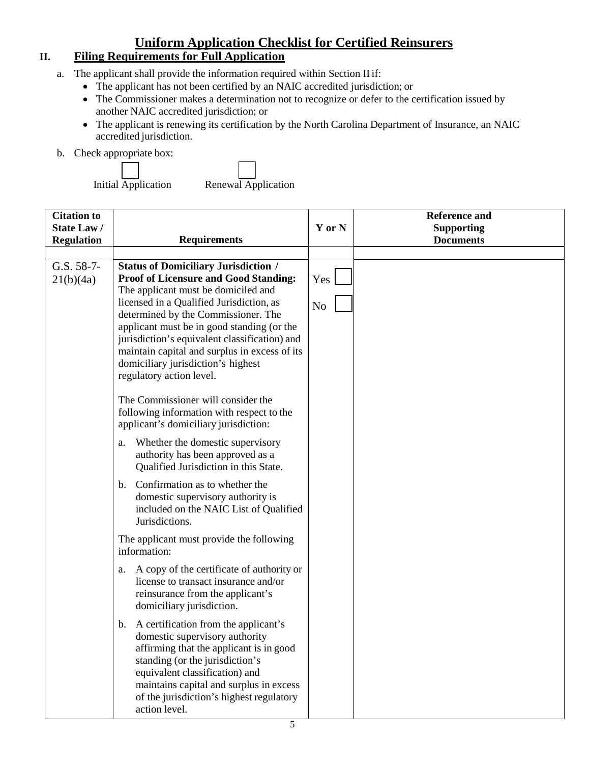# Uniform Application Checklist for Certified Reinsurers

## II. Filing Requirements for Full Application

a. The applicant shall provide the information required within Section II if:
   - The applicant has not been certified by an NAIC accredited jurisdiction; or
   - The Commissioner makes a determination not to recognize or defer to the certification issued by another NAIC accredited jurisdiction; or
   - The applicant is renewing its certification by the North Carolina Department of Insurance, an NAIC accredited jurisdiction.

b. Check appropriate box:

☐ Initial Application ☐ Renewal Application

| Citation to State Law / Regulation | Requirements | Y or N | Reference and Supporting Documents |
|---|---|---|---|
| | | | |
| G.S. 58-7-21(b)(4a) | **Status of Domiciliary Jurisdiction / Proof of Licensure and Good Standing:** The applicant must be domiciled and licensed in a Qualified Jurisdiction, as determined by the Commissioner. The applicant must be in good standing (or the jurisdiction's equivalent classification) and maintain capital and surplus in excess of its domiciliary jurisdiction's highest regulatory action level.<br><br>The Commissioner will consider the following information with respect to the applicant's domiciliary jurisdiction:<br><br>a. Whether the domestic supervisory authority has been approved as a Qualified Jurisdiction in this State.<br><br>b. Confirmation as to whether the domestic supervisory authority is included on the NAIC List of Qualified Jurisdictions.<br><br>The applicant must provide the following information:<br><br>a. A copy of the certificate of authority or license to transact insurance and/or reinsurance from the applicant's domiciliary jurisdiction.<br><br>b. A certification from the applicant's domestic supervisory authority affirming that the applicant is in good standing (or the jurisdiction's equivalent classification) and maintains capital and surplus in excess of the jurisdiction's highest regulatory action level. | Yes ☐<br><br>No ☐ | |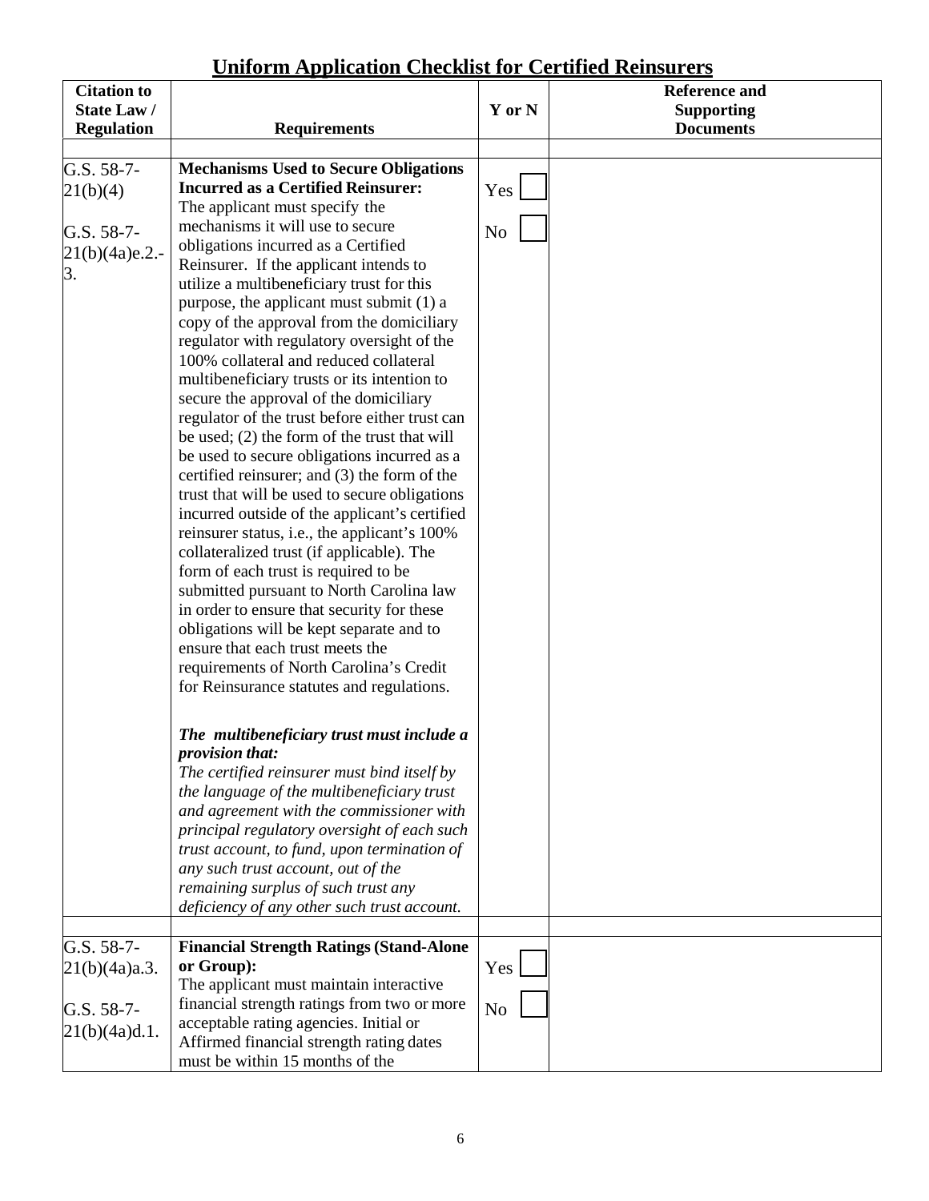## Uniform Application Checklist for Certified Reinsurers

| Citation to State Law / Regulation | Requirements | Y or N | Reference and Supporting Documents |
|---|---|---|---|
| | | | |
| G.S. 58-7-21(b)(4)<br><br>G.S. 58-7-21(b)(4a)e.2.-3. | **Mechanisms Used to Secure Obligations Incurred as a Certified Reinsurer:** The applicant must specify the mechanisms it will use to secure obligations incurred as a Certified Reinsurer. If the applicant intends to utilize a multibeneficiary trust for this purpose, the applicant must submit (1) a copy of the approval from the domiciliary regulator with regulatory oversight of the 100% collateral and reduced collateral multibeneficiary trusts or its intention to secure the approval of the domiciliary regulator of the trust before either trust can be used; (2) the form of the trust that will be used to secure obligations incurred as a certified reinsurer; and (3) the form of the trust that will be used to secure obligations incurred outside of the applicant's certified reinsurer status, i.e., the applicant's 100% collateralized trust (if applicable). The form of each trust is required to be submitted pursuant to North Carolina law in order to ensure that security for these obligations will be kept separate and to ensure that each trust meets the requirements of North Carolina's Credit for Reinsurance statutes and regulations.<br><br>***The multibeneficiary trust must include a provision that:***<br>*The certified reinsurer must bind itself by the language of the multibeneficiary trust and agreement with the commissioner with principal regulatory oversight of each such trust account, to fund, upon termination of any such trust account, out of the remaining surplus of such trust any deficiency of any other such trust account.* | Yes ☐<br><br>No ☐ | |
| | | | |
| G.S. 58-7-21(b)(4a)a.3.<br><br>G.S. 58-7-21(b)(4a)d.1. | **Financial Strength Ratings (Stand-Alone or Group):** The applicant must maintain interactive financial strength ratings from two or more acceptable rating agencies. Initial or Affirmed financial strength rating dates must be within 15 months of the | Yes ☐<br><br>No ☐ | |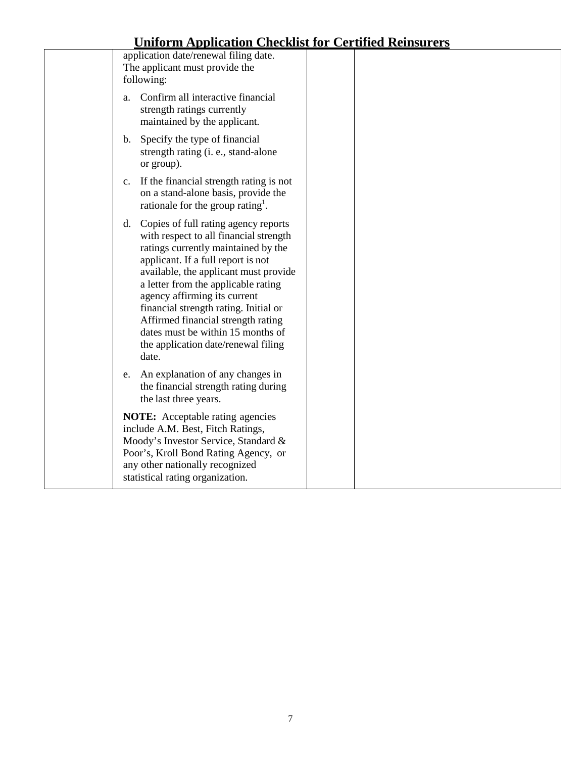# Uniform Application Checklist for Certified Reinsurers

| | | | |
|---|---|---|---|
| | application date/renewal filing date. The applicant must provide the following:<br><br>a. Confirm all interactive financial strength ratings currently maintained by the applicant.<br><br>b. Specify the type of financial strength rating (i. e., stand-alone or group).<br><br>c. If the financial strength rating is not on a stand-alone basis, provide the rationale for the group rating[1].<br><br>d. Copies of full rating agency reports with respect to all financial strength ratings currently maintained by the applicant. If a full report is not available, the applicant must provide a letter from the applicable rating agency affirming its current financial strength rating. Initial or Affirmed financial strength rating dates must be within 15 months of the application date/renewal filing date.<br><br>e. An explanation of any changes in the financial strength rating during the last three years.<br><br>**NOTE:** Acceptable rating agencies include A.M. Best, Fitch Ratings, Moody's Investor Service, Standard & Poor's, Kroll Bond Rating Agency, or any other nationally recognized statistical rating organization. | | |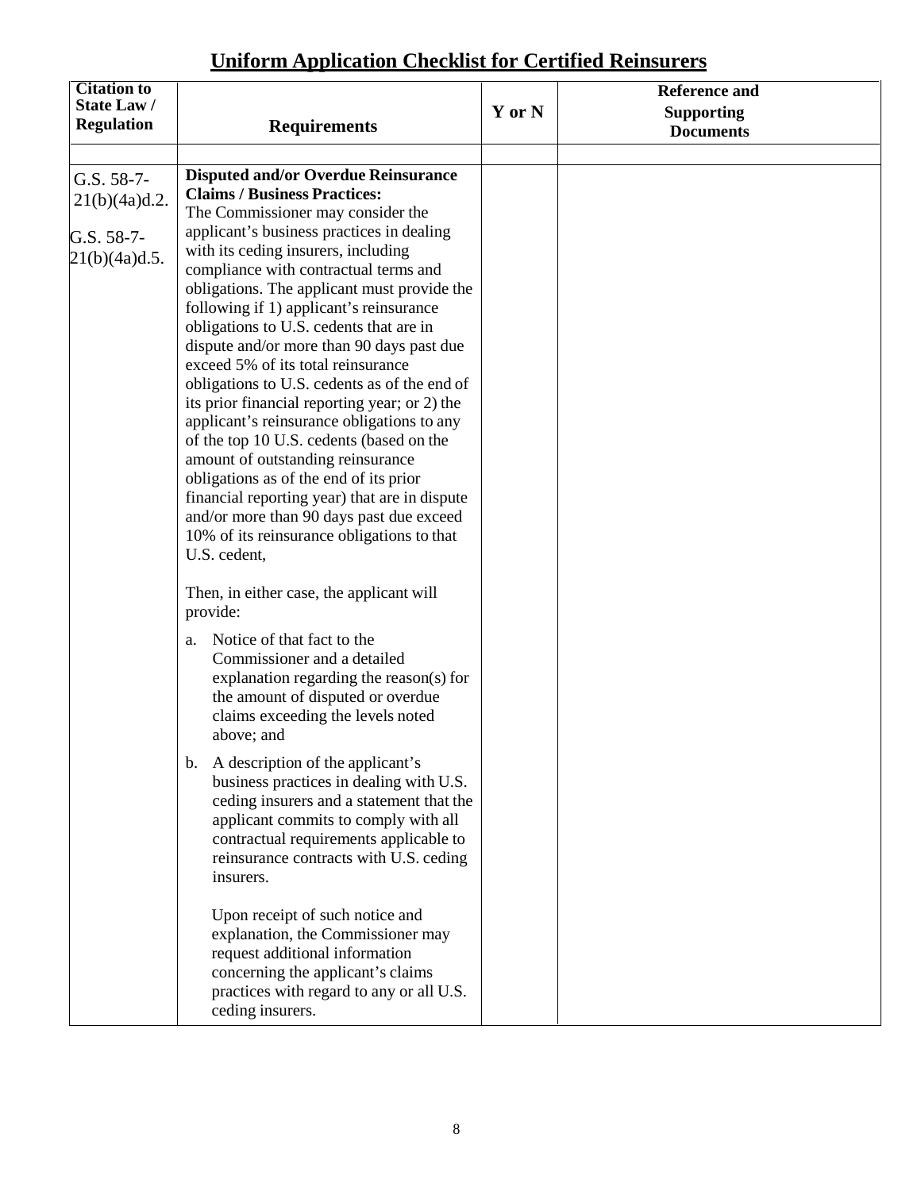# Uniform Application Checklist for Certified Reinsurers

| Citation to State Law / Regulation | Requirements | Y or N | Reference and Supporting Documents |
|---|---|---|---|
| | | | |
| G.S. 58-7-21(b)(4a)d.2.<br><br>G.S. 58-7-21(b)(4a)d.5. | **Disputed and/or Overdue Reinsurance Claims / Business Practices:**<br>The Commissioner may consider the applicant's business practices in dealing with its ceding insurers, including compliance with contractual terms and obligations. The applicant must provide the following if 1) applicant's reinsurance obligations to U.S. cedents that are in dispute and/or more than 90 days past due exceed 5% of its total reinsurance obligations to U.S. cedents as of the end of its prior financial reporting year; or 2) the applicant's reinsurance obligations to any of the top 10 U.S. cedents (based on the amount of outstanding reinsurance obligations as of the end of its prior financial reporting year) that are in dispute and/or more than 90 days past due exceed 10% of its reinsurance obligations to that U.S. cedent,<br><br>Then, in either case, the applicant will provide:<br><br>a. Notice of that fact to the Commissioner and a detailed explanation regarding the reason(s) for the amount of disputed or overdue claims exceeding the levels noted above; and<br><br>b. A description of the applicant's business practices in dealing with U.S. ceding insurers and a statement that the applicant commits to comply with all contractual requirements applicable to reinsurance contracts with U.S. ceding insurers.<br><br>Upon receipt of such notice and explanation, the Commissioner may request additional information concerning the applicant's claims practices with regard to any or all U.S. ceding insurers. | | |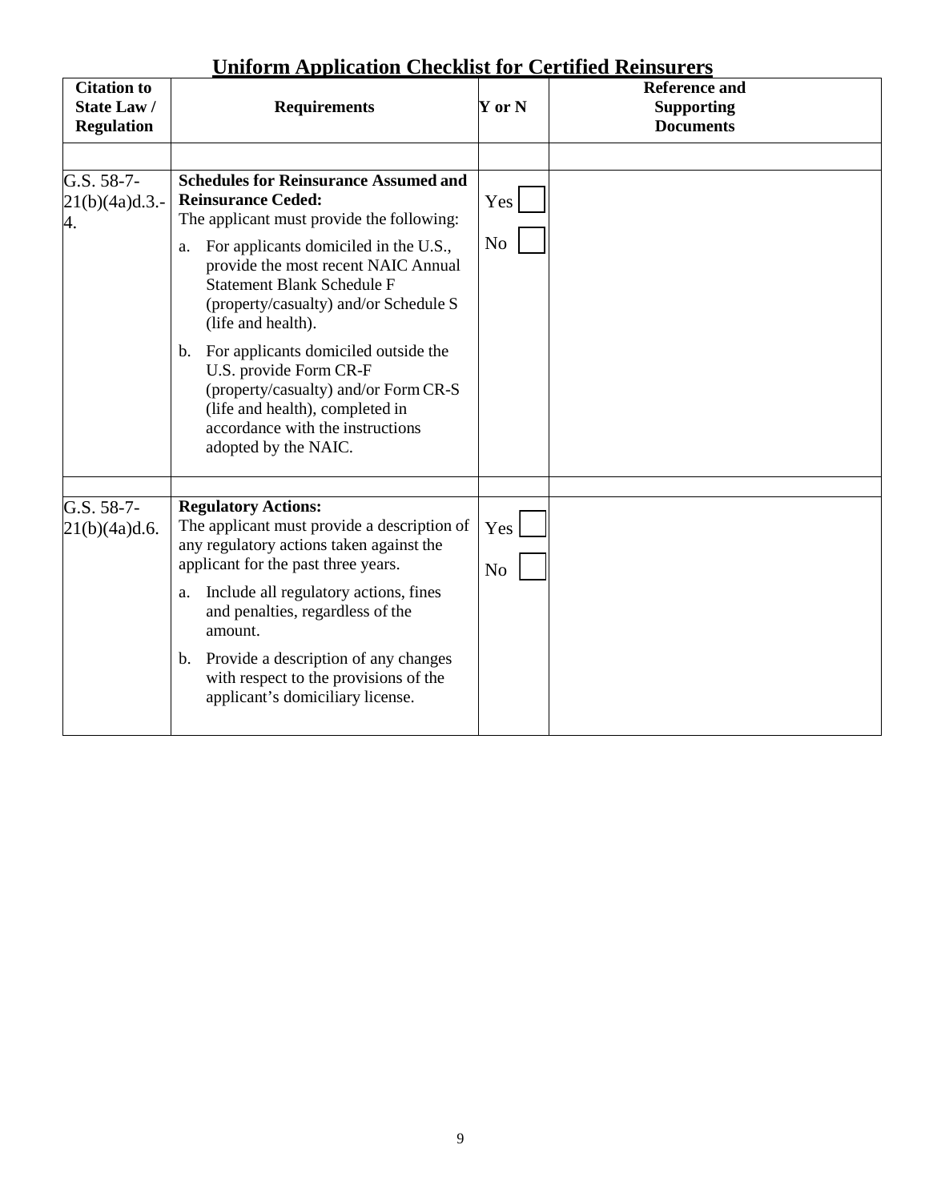## Uniform Application Checklist for Certified Reinsurers

| Citation to State Law / Regulation | Requirements | Y or N | Reference and Supporting Documents |
|---|---|---|---|
| | | | |
| G.S. 58-7-21(b)(4a)d.3.-4. | **Schedules for Reinsurance Assumed and Reinsurance Ceded:** The applicant must provide the following: <br> a. For applicants domiciled in the U.S., provide the most recent NAIC Annual Statement Blank Schedule F (property/casualty) and/or Schedule S (life and health). <br> b. For applicants domiciled outside the U.S. provide Form CR-F (property/casualty) and/or Form CR-S (life and health), completed in accordance with the instructions adopted by the NAIC. | Yes ☐ <br> No ☐ | |
| | | | |
| G.S. 58-7-21(b)(4a)d.6. | **Regulatory Actions:** The applicant must provide a description of any regulatory actions taken against the applicant for the past three years. <br> a. Include all regulatory actions, fines and penalties, regardless of the amount. <br> b. Provide a description of any changes with respect to the provisions of the applicant's domiciliary license. | Yes ☐ <br> No ☐ | |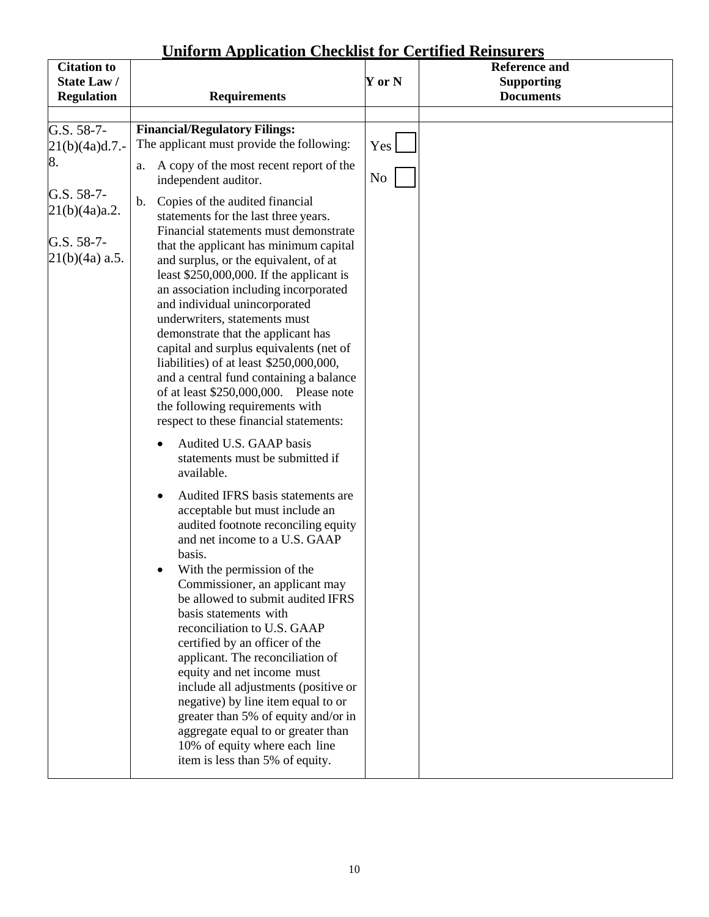# Uniform Application Checklist for Certified Reinsurers

| Citation to State Law / Regulation | Requirements | Y or N | Reference and Supporting Documents |
|---|---|---|---|
| | | | |
| G.S. 58-7-21(b)(4a)d.7.-8.<br><br>G.S. 58-7-21(b)(4a)a.2.<br><br>G.S. 58-7-21(b)(4a) a.5. | **Financial/Regulatory Filings:**<br>The applicant must provide the following:<br>a. A copy of the most recent report of the independent auditor.<br>b. Copies of the audited financial statements for the last three years. Financial statements must demonstrate that the applicant has minimum capital and surplus, or the equivalent, of at least $250,000,000. If the applicant is an association including incorporated and individual unincorporated underwriters, statements must demonstrate that the applicant has capital and surplus equivalents (net of liabilities) of at least $250,000,000, and a central fund containing a balance of at least $250,000,000. Please note the following requirements with respect to these financial statements:<br>• Audited U.S. GAAP basis statements must be submitted if available.<br>• Audited IFRS basis statements are acceptable but must include an audited footnote reconciling equity and net income to a U.S. GAAP basis.<br>• With the permission of the Commissioner, an applicant may be allowed to submit audited IFRS basis statements with reconciliation to U.S. GAAP certified by an officer of the applicant. The reconciliation of equity and net income must include all adjustments (positive or negative) by line item equal to or greater than 5% of equity and/or in aggregate equal to or greater than 10% of equity where each line item is less than 5% of equity. | Yes ☐<br><br>No ☐ | |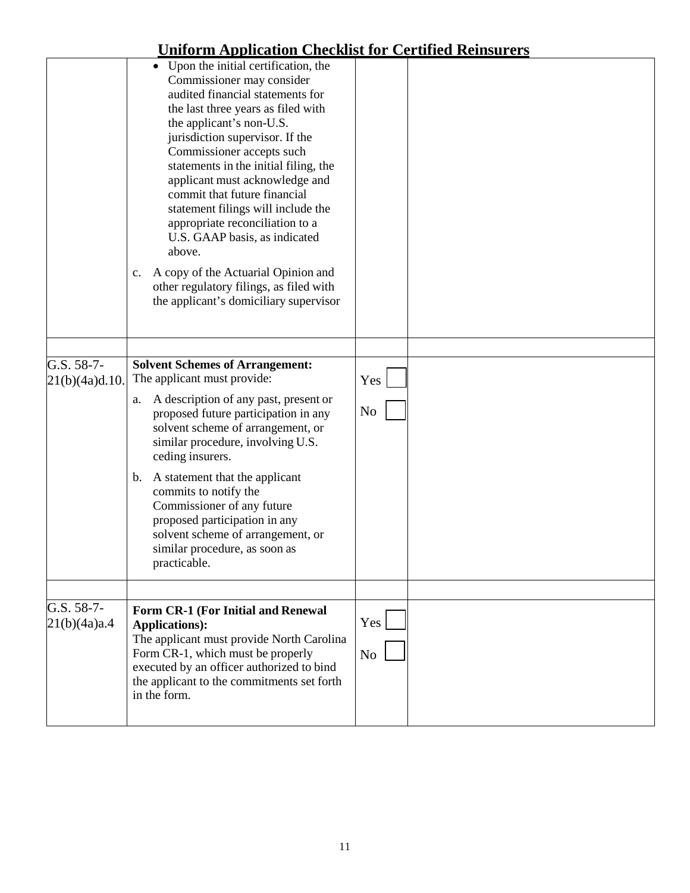## Uniform Application Checklist for Certified Reinsurers

| | | | |
|---|---|---|---|
| | • Upon the initial certification, the Commissioner may consider audited financial statements for the last three years as filed with the applicant's non-U.S. jurisdiction supervisor. If the Commissioner accepts such statements in the initial filing, the applicant must acknowledge and commit that future financial statement filings will include the appropriate reconciliation to a U.S. GAAP basis, as indicated above.<br><br>c. A copy of the Actuarial Opinion and other regulatory filings, as filed with the applicant's domiciliary supervisor | | |
| | | | |
| G.S. 58-7-21(b)(4a)d.10. | **Solvent Schemes of Arrangement:** The applicant must provide:<br><br>a. A description of any past, present or proposed future participation in any solvent scheme of arrangement, or similar procedure, involving U.S. ceding insurers.<br><br>b. A statement that the applicant commits to notify the Commissioner of any future proposed participation in any solvent scheme of arrangement, or similar procedure, as soon as practicable. | Yes ☐<br><br>No ☐ | |
| | | | |
| G.S. 58-7-21(b)(4a)a.4 | **Form CR-1 (For Initial and Renewal Applications):** The applicant must provide North Carolina Form CR-1, which must be properly executed by an officer authorized to bind the applicant to the commitments set forth in the form. | Yes ☐<br><br>No ☐ | |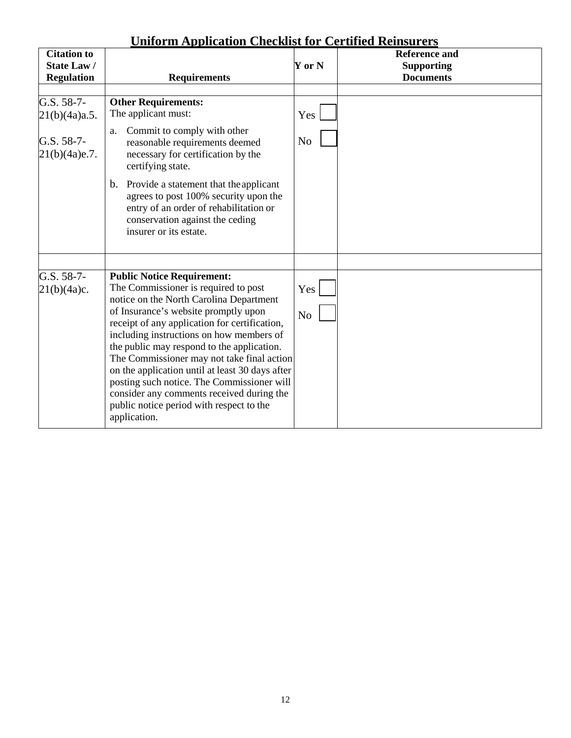## Uniform Application Checklist for Certified Reinsurers

| Citation to State Law / Regulation | Requirements | Y or N | Reference and Supporting Documents |
|---|---|---|---|
| | | | |
| G.S. 58-7-21(b)(4a)a.5.<br><br>G.S. 58-7-21(b)(4a)e.7. | **Other Requirements:**<br>The applicant must:<br>a. Commit to comply with other reasonable requirements deemed necessary for certification by the certifying state.<br>b. Provide a statement that the applicant agrees to post 100% security upon the entry of an order of rehabilitation or conservation against the ceding insurer or its estate. | Yes ☐<br>No ☐ | |
| | | | |
| G.S. 58-7-21(b)(4a)c. | **Public Notice Requirement:**<br>The Commissioner is required to post notice on the North Carolina Department of Insurance's website promptly upon receipt of any application for certification, including instructions on how members of the public may respond to the application. The Commissioner may not take final action on the application until at least 30 days after posting such notice. The Commissioner will consider any comments received during the public notice period with respect to the application. | Yes ☐<br>No ☐ | |